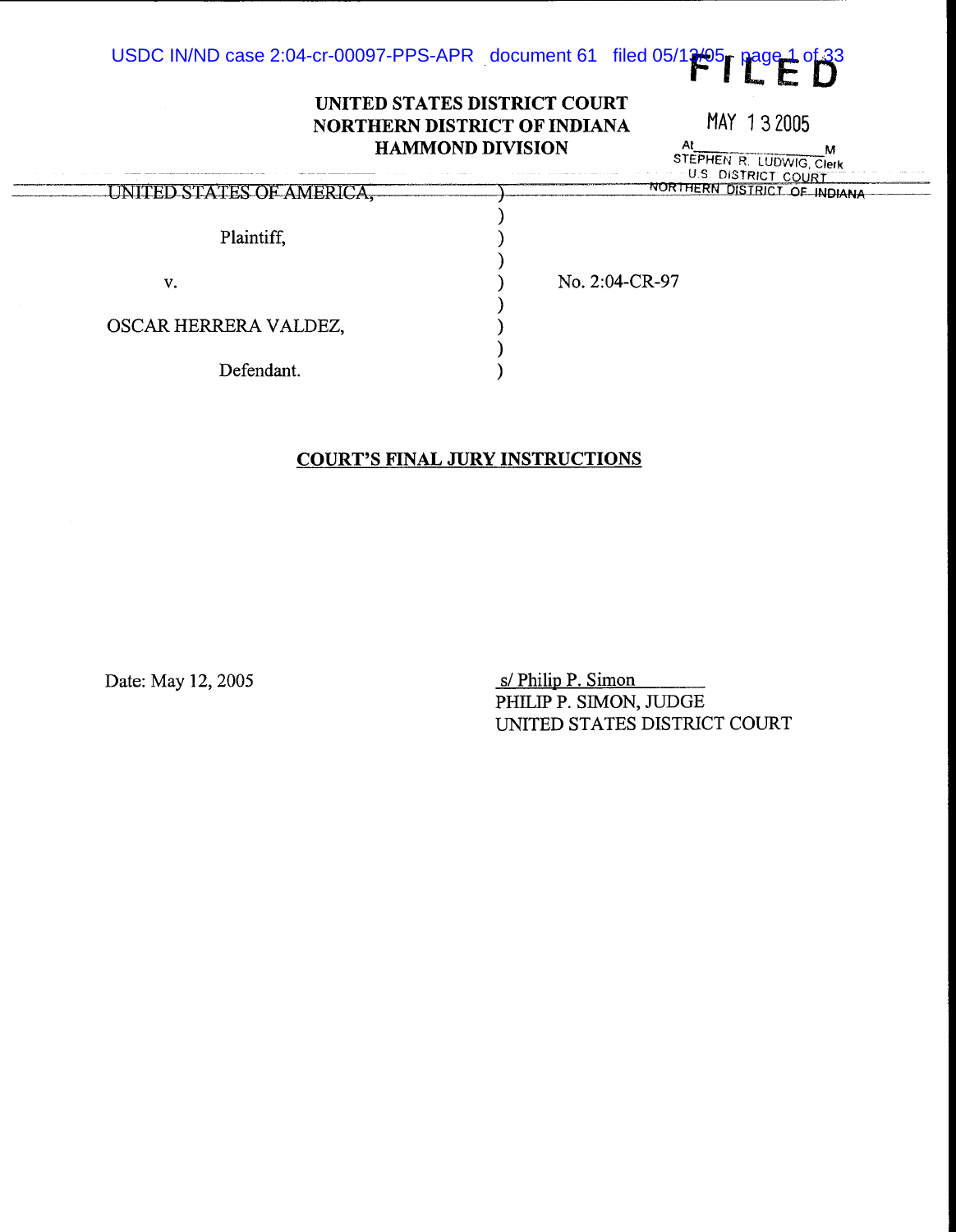FILED

MAY 13 2005

At \_\_\_\_\_\_\_\_\_\_\_\_\_\_\_\_ M
STEPHEN R. LUDWIG, Clerk
U.S. DISTRICT COURT
NORTHERN DISTRICT OF INDIANA

**UNITED STATES DISTRICT COURT**
**NORTHERN DISTRICT OF INDIANA**
**HAMMOND DIVISION**

UNITED STATES OF AMERICA,

Plaintiff,

v.

OSCAR HERRERA VALDEZ,

Defendant.

No. 2:04-CR-97

**COURT'S FINAL JURY INSTRUCTIONS**

Date: May 12, 2005

s/ Philip P. Simon
PHILIP P. SIMON, JUDGE
UNITED STATES DISTRICT COURT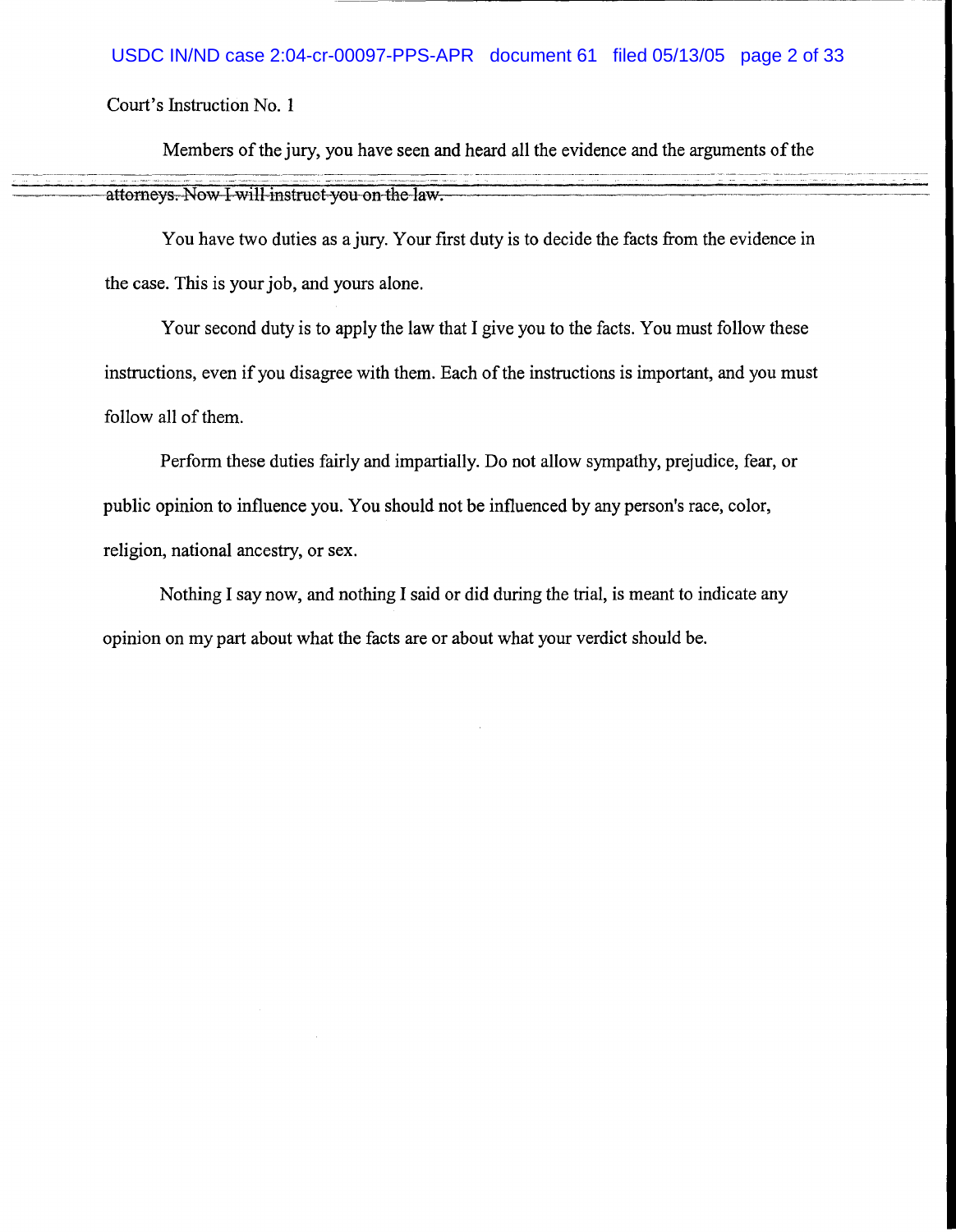Court's Instruction No. 1

Members of the jury, you have seen and heard all the evidence and the arguments of the attorneys. Now I will instruct you on the law.

You have two duties as a jury. Your first duty is to decide the facts from the evidence in the case. This is your job, and yours alone.

Your second duty is to apply the law that I give you to the facts. You must follow these instructions, even if you disagree with them. Each of the instructions is important, and you must follow all of them.

Perform these duties fairly and impartially. Do not allow sympathy, prejudice, fear, or public opinion to influence you. You should not be influenced by any person's race, color, religion, national ancestry, or sex.

Nothing I say now, and nothing I said or did during the trial, is meant to indicate any opinion on my part about what the facts are or about what your verdict should be.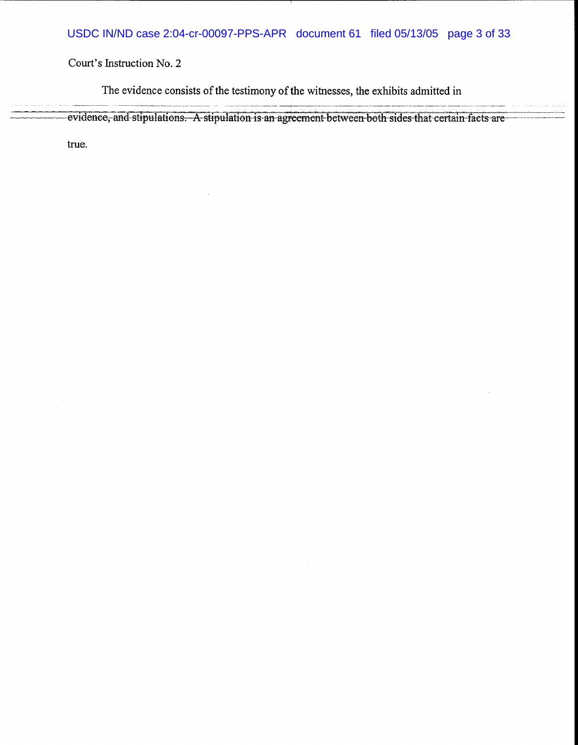Court's Instruction No. 2

The evidence consists of the testimony of the witnesses, the exhibits admitted in evidence, and stipulations. A stipulation is an agreement between both sides that certain facts are true.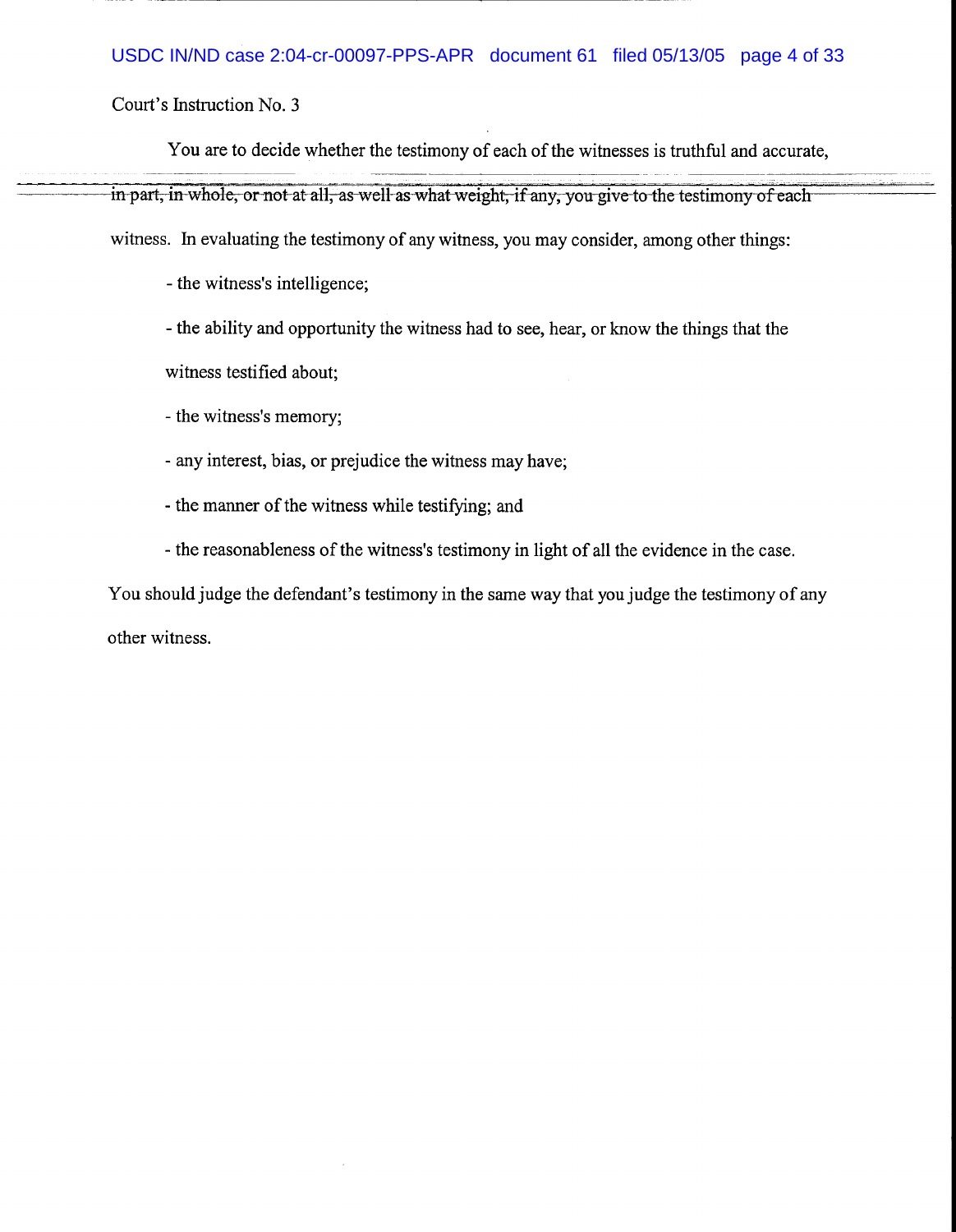Court's Instruction No. 3

You are to decide whether the testimony of each of the witnesses is truthful and accurate, in part, in whole, or not at all, as well as what weight, if any, you give to the testimony of each witness. In evaluating the testimony of any witness, you may consider, among other things:

- the witness's intelligence;
- the ability and opportunity the witness had to see, hear, or know the things that the witness testified about;
- the witness's memory;
- any interest, bias, or prejudice the witness may have;
- the manner of the witness while testifying; and
- the reasonableness of the witness's testimony in light of all the evidence in the case.

You should judge the defendant's testimony in the same way that you judge the testimony of any other witness.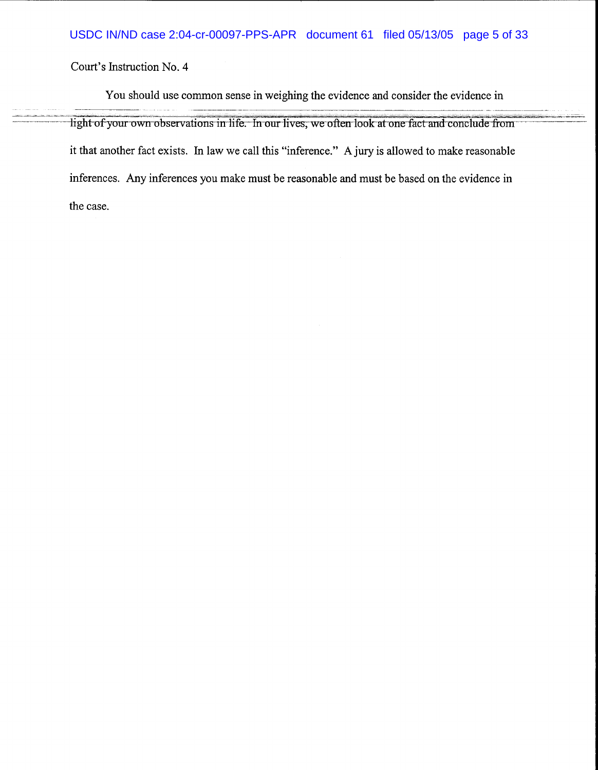Court's Instruction No. 4

You should use common sense in weighing the evidence and consider the evidence in light of your own observations in life. In our lives, we often look at one fact and conclude from it that another fact exists. In law we call this "inference." A jury is allowed to make reasonable inferences. Any inferences you make must be reasonable and must be based on the evidence in the case.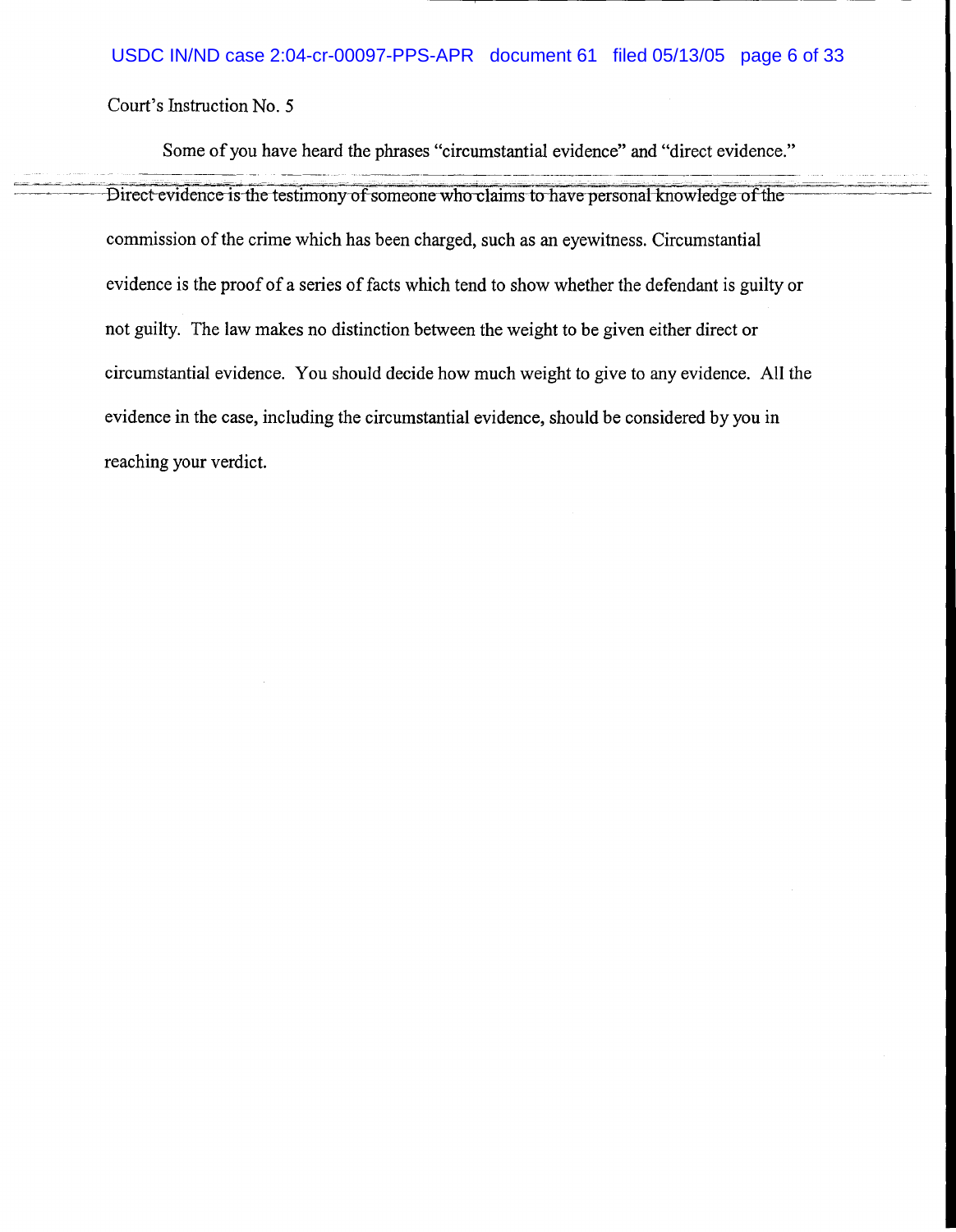Court's Instruction No. 5

Some of you have heard the phrases "circumstantial evidence" and "direct evidence." Direct evidence is the testimony of someone who claims to have personal knowledge of the commission of the crime which has been charged, such as an eyewitness. Circumstantial evidence is the proof of a series of facts which tend to show whether the defendant is guilty or not guilty. The law makes no distinction between the weight to be given either direct or circumstantial evidence. You should decide how much weight to give to any evidence. All the evidence in the case, including the circumstantial evidence, should be considered by you in reaching your verdict.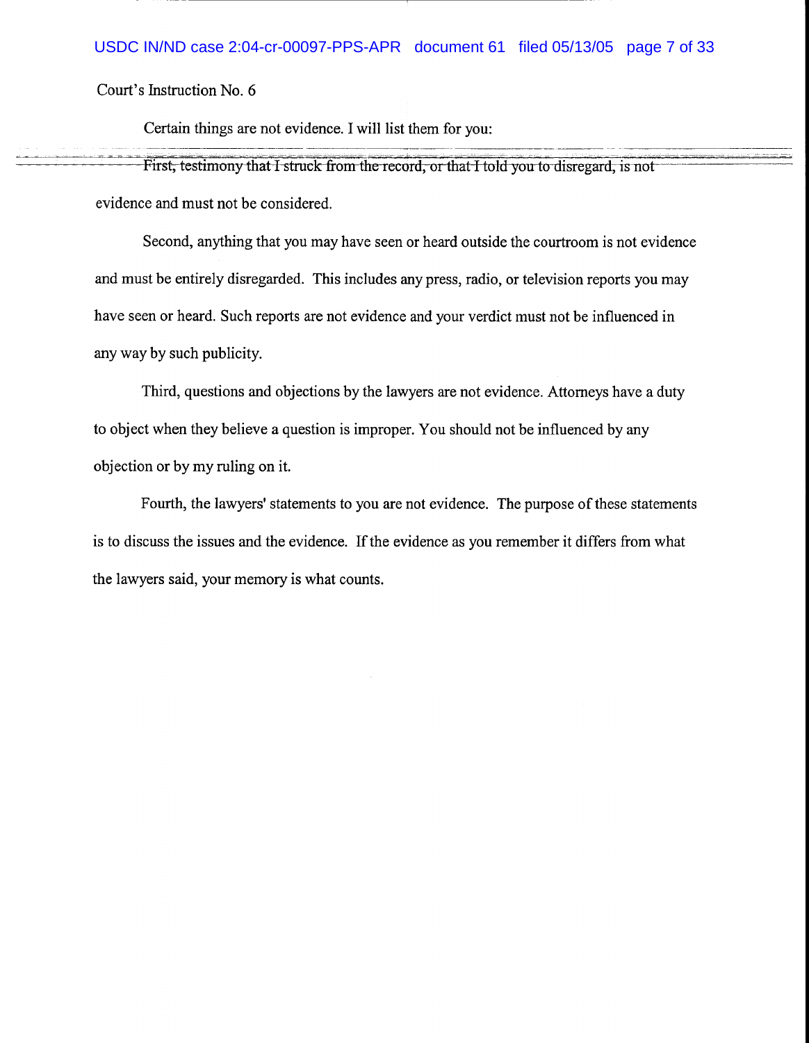Court's Instruction No. 6

Certain things are not evidence. I will list them for you:

First, testimony that I struck from the record, or that I told you to disregard, is not evidence and must not be considered.

Second, anything that you may have seen or heard outside the courtroom is not evidence and must be entirely disregarded. This includes any press, radio, or television reports you may have seen or heard. Such reports are not evidence and your verdict must not be influenced in any way by such publicity.

Third, questions and objections by the lawyers are not evidence. Attorneys have a duty to object when they believe a question is improper. You should not be influenced by any objection or by my ruling on it.

Fourth, the lawyers' statements to you are not evidence. The purpose of these statements is to discuss the issues and the evidence. If the evidence as you remember it differs from what the lawyers said, your memory is what counts.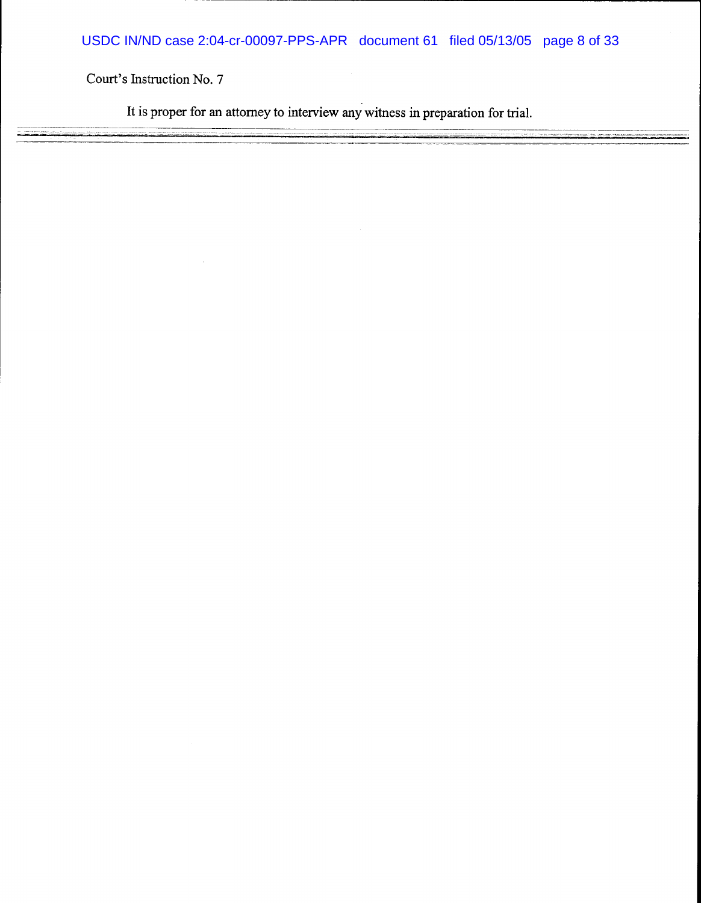Court's Instruction No. 7

It is proper for an attorney to interview any witness in preparation for trial.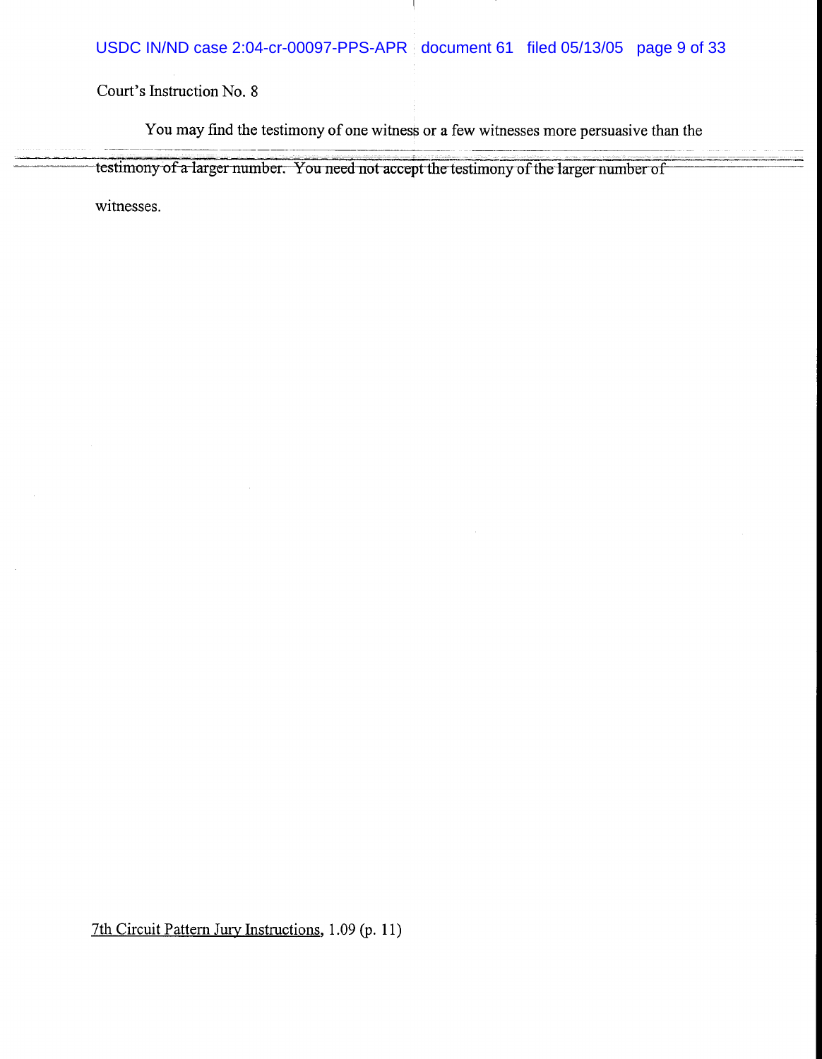Court's Instruction No. 8

You may find the testimony of one witness or a few witnesses more persuasive than the testimony of a larger number. You need not accept the testimony of the larger number of witnesses.

7th Circuit Pattern Jury Instructions, 1.09 (p. 11)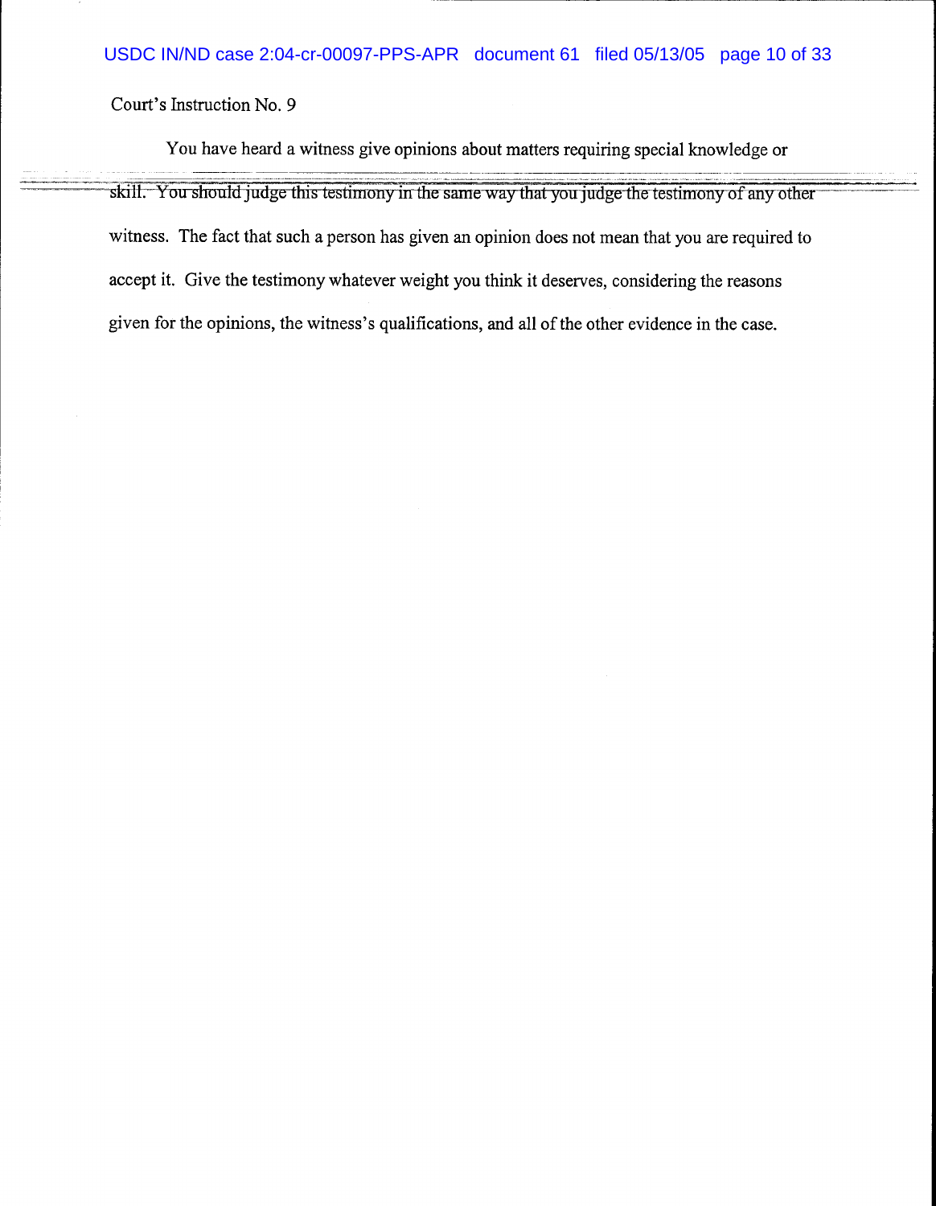Court's Instruction No. 9

You have heard a witness give opinions about matters requiring special knowledge or skill. You should judge this testimony in the same way that you judge the testimony of any other witness. The fact that such a person has given an opinion does not mean that you are required to accept it. Give the testimony whatever weight you think it deserves, considering the reasons given for the opinions, the witness's qualifications, and all of the other evidence in the case.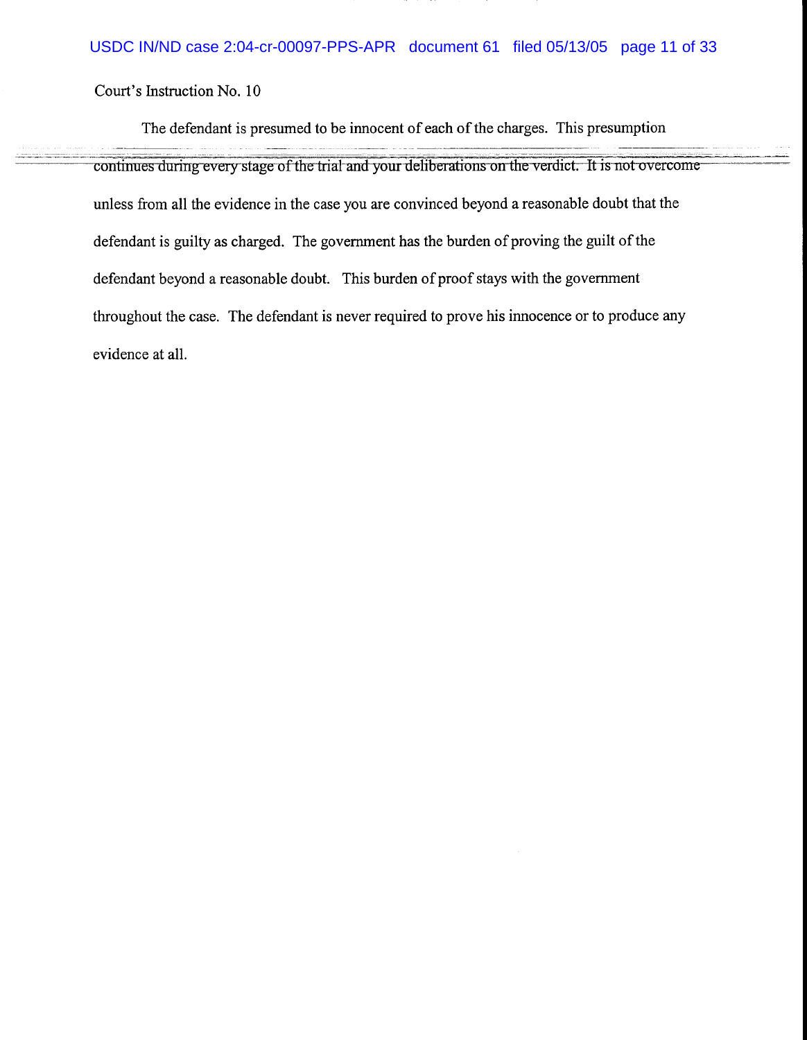Court's Instruction No. 10

The defendant is presumed to be innocent of each of the charges. This presumption continues during every stage of the trial and your deliberations on the verdict. It is not overcome unless from all the evidence in the case you are convinced beyond a reasonable doubt that the defendant is guilty as charged. The government has the burden of proving the guilt of the defendant beyond a reasonable doubt. This burden of proof stays with the government throughout the case. The defendant is never required to prove his innocence or to produce any evidence at all.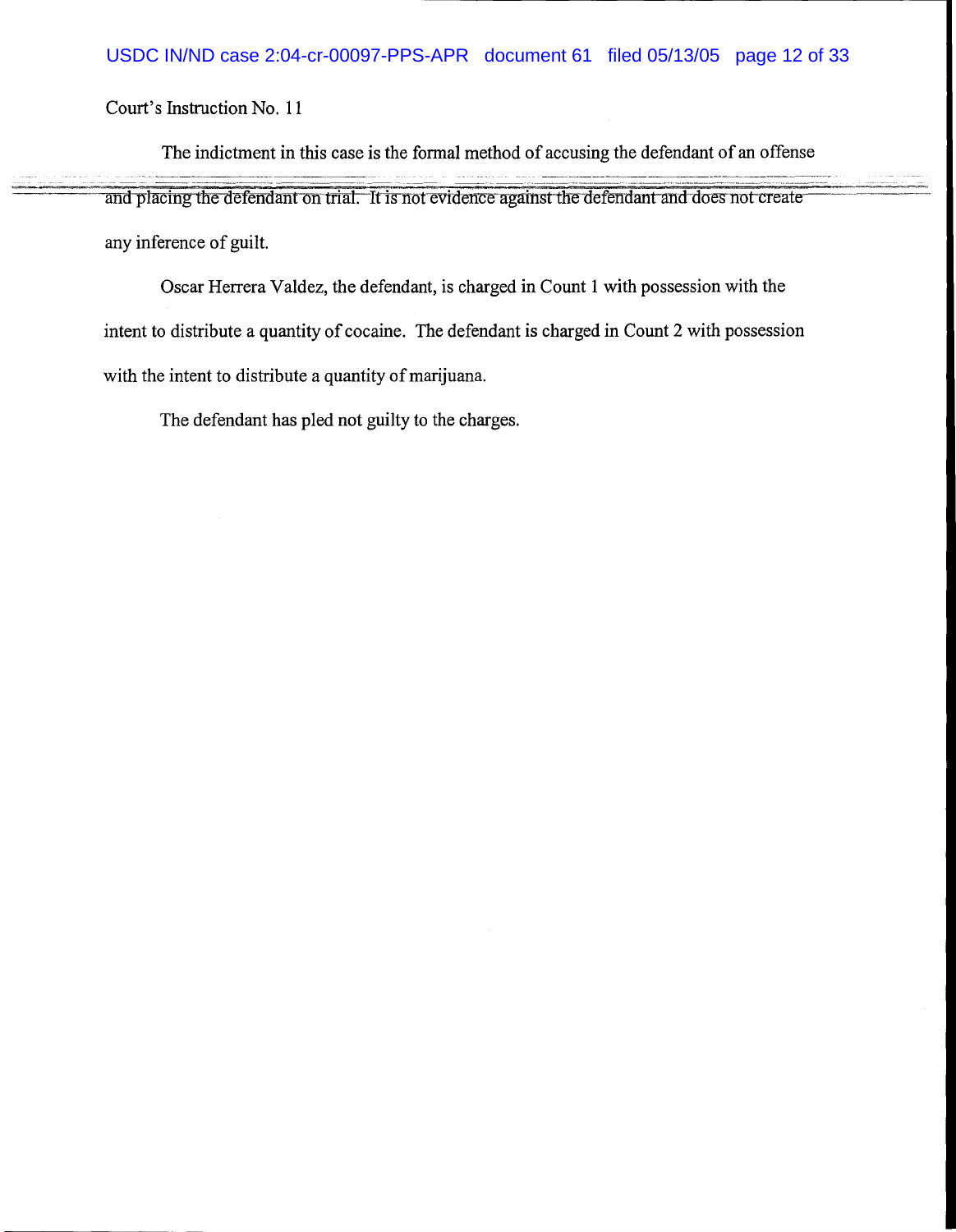Court's Instruction No. 11

The indictment in this case is the formal method of accusing the defendant of an offense and placing the defendant on trial. It is not evidence against the defendant and does not create any inference of guilt.

Oscar Herrera Valdez, the defendant, is charged in Count 1 with possession with the intent to distribute a quantity of cocaine. The defendant is charged in Count 2 with possession with the intent to distribute a quantity of marijuana.

The defendant has pled not guilty to the charges.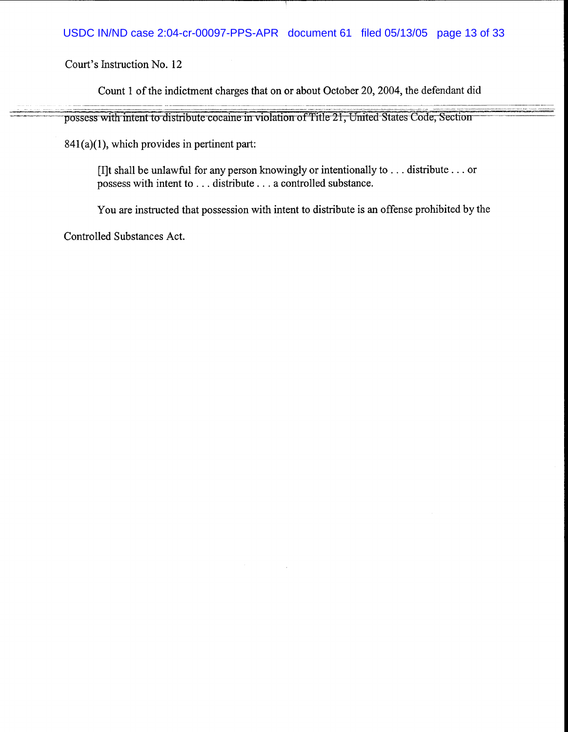Court's Instruction No. 12

Count 1 of the indictment charges that on or about October 20, 2004, the defendant did possess with intent to distribute cocaine in violation of Title 21, United States Code, Section 841(a)(1), which provides in pertinent part:

> [I]t shall be unlawful for any person knowingly or intentionally to . . . distribute . . . or possess with intent to . . . distribute . . . a controlled substance.

You are instructed that possession with intent to distribute is an offense prohibited by the Controlled Substances Act.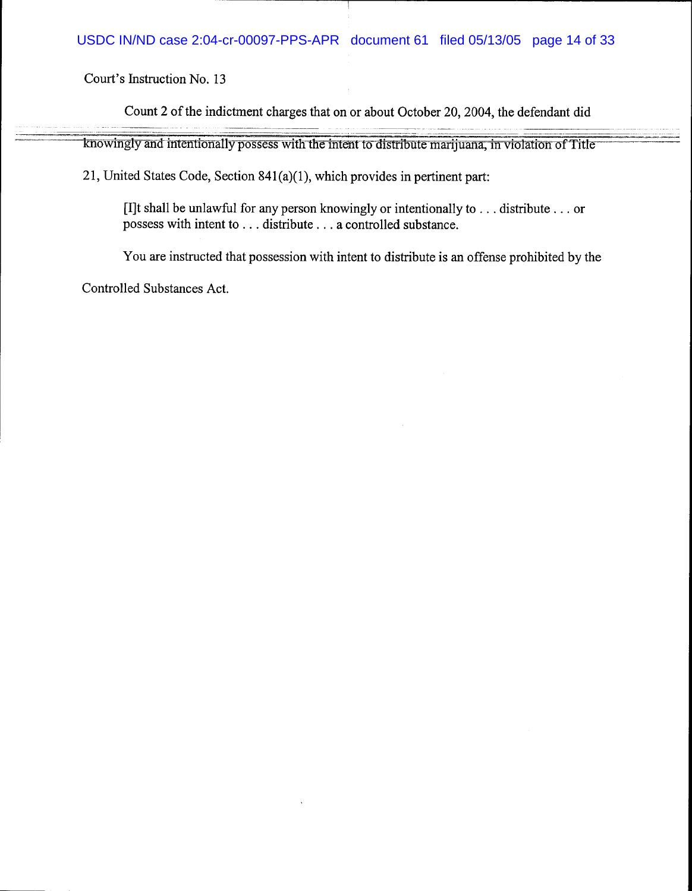Court's Instruction No. 13

Count 2 of the indictment charges that on or about October 20, 2004, the defendant did knowingly and intentionally possess with the intent to distribute marijuana, in violation of Title 21, United States Code, Section 841(a)(1), which provides in pertinent part:

> [I]t shall be unlawful for any person knowingly or intentionally to . . . distribute . . . or possess with intent to . . . distribute . . . a controlled substance.

You are instructed that possession with intent to distribute is an offense prohibited by the Controlled Substances Act.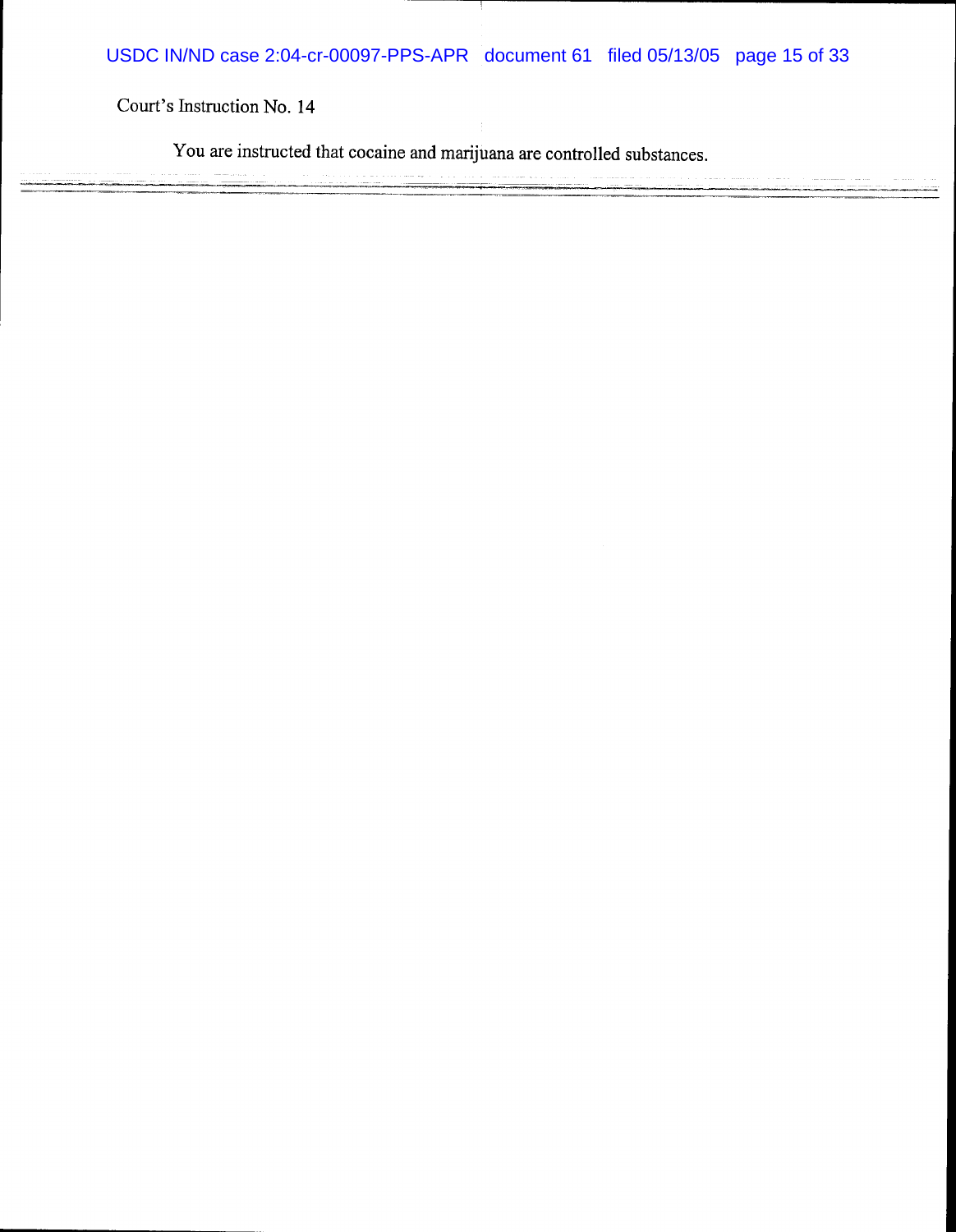Court's Instruction No. 14

You are instructed that cocaine and marijuana are controlled substances.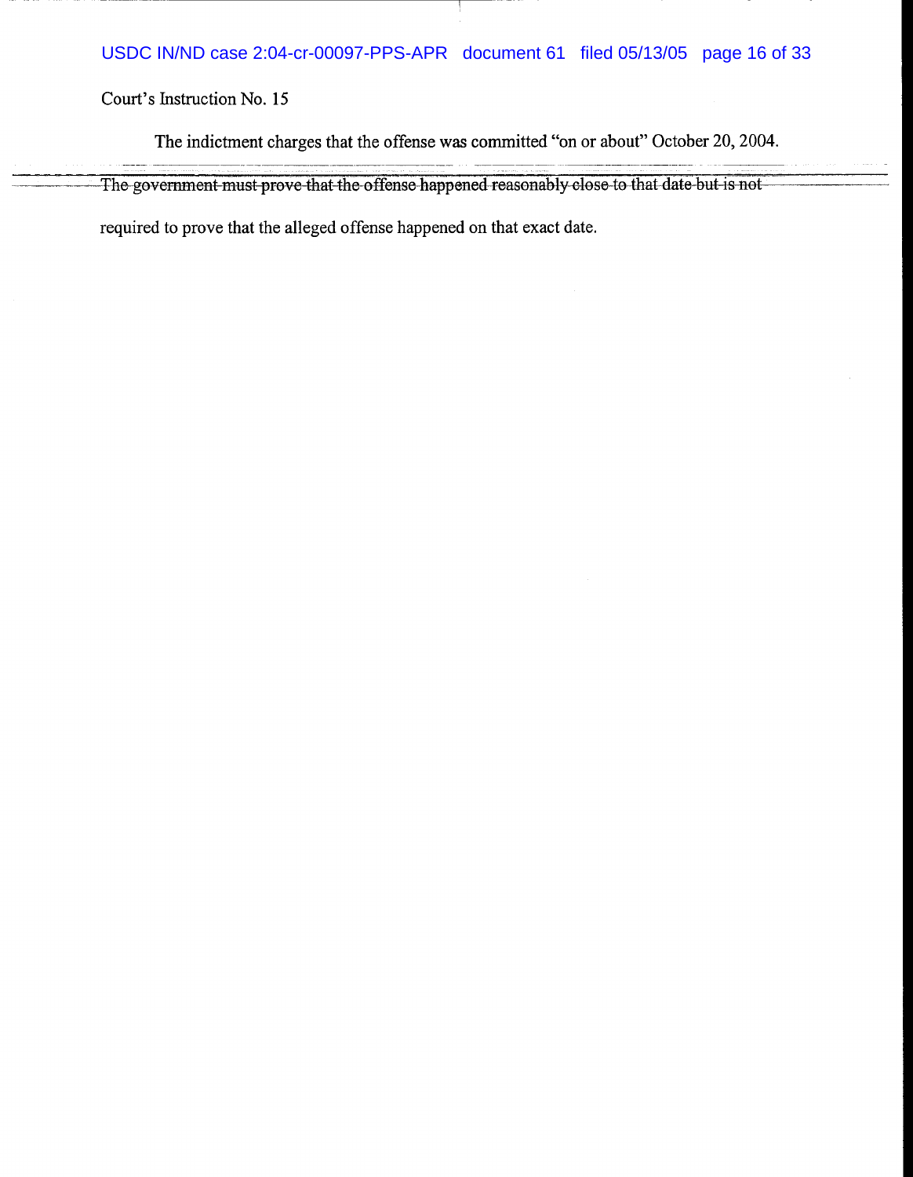Court's Instruction No. 15

The indictment charges that the offense was committed "on or about" October 20, 2004.

The government must prove that the offense happened reasonably close to that date but is not required to prove that the alleged offense happened on that exact date.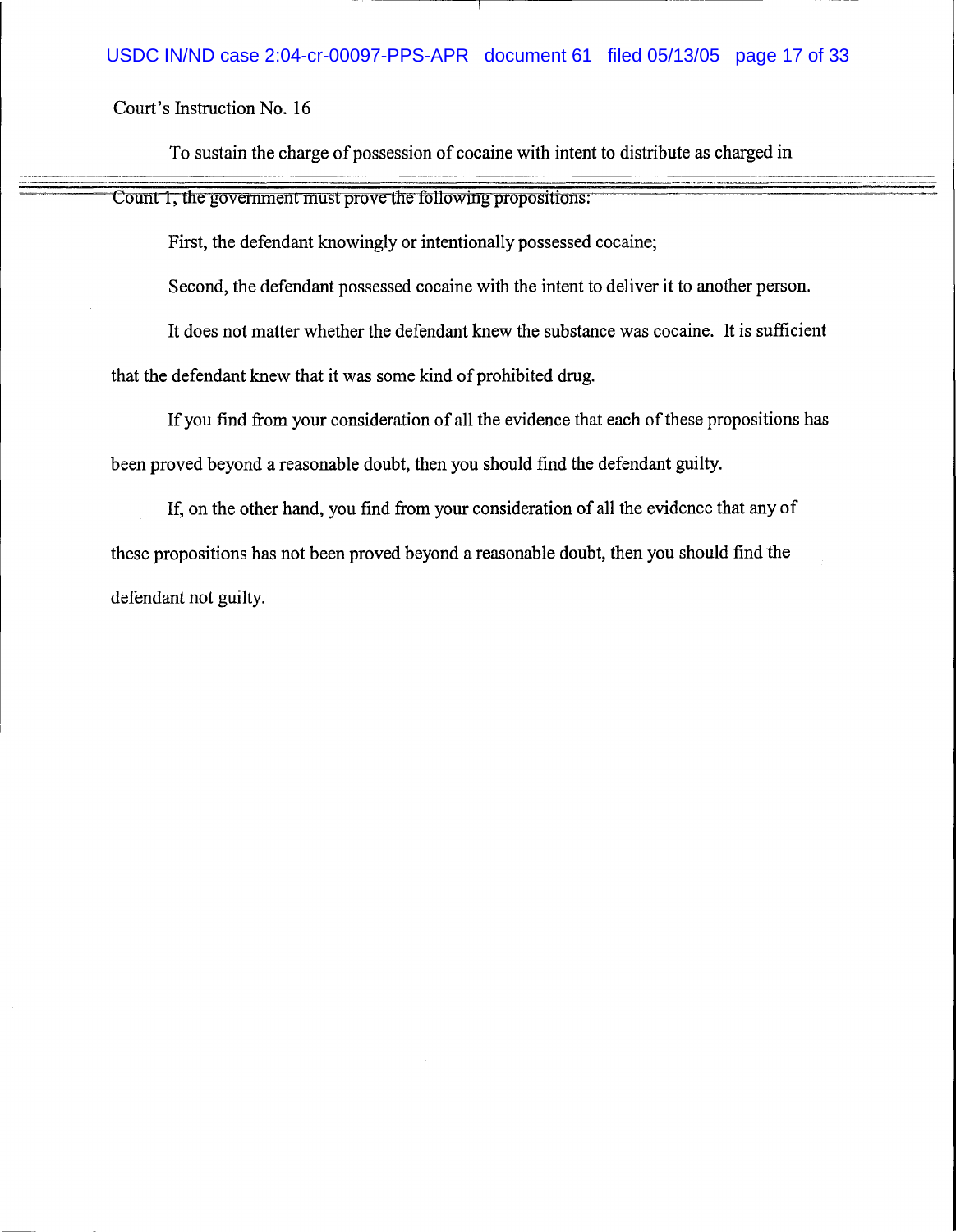Court's Instruction No. 16

To sustain the charge of possession of cocaine with intent to distribute as charged in Count 1, the government must prove the following propositions:

First, the defendant knowingly or intentionally possessed cocaine;

Second, the defendant possessed cocaine with the intent to deliver it to another person.

It does not matter whether the defendant knew the substance was cocaine. It is sufficient that the defendant knew that it was some kind of prohibited drug.

If you find from your consideration of all the evidence that each of these propositions has been proved beyond a reasonable doubt, then you should find the defendant guilty.

If, on the other hand, you find from your consideration of all the evidence that any of these propositions has not been proved beyond a reasonable doubt, then you should find the defendant not guilty.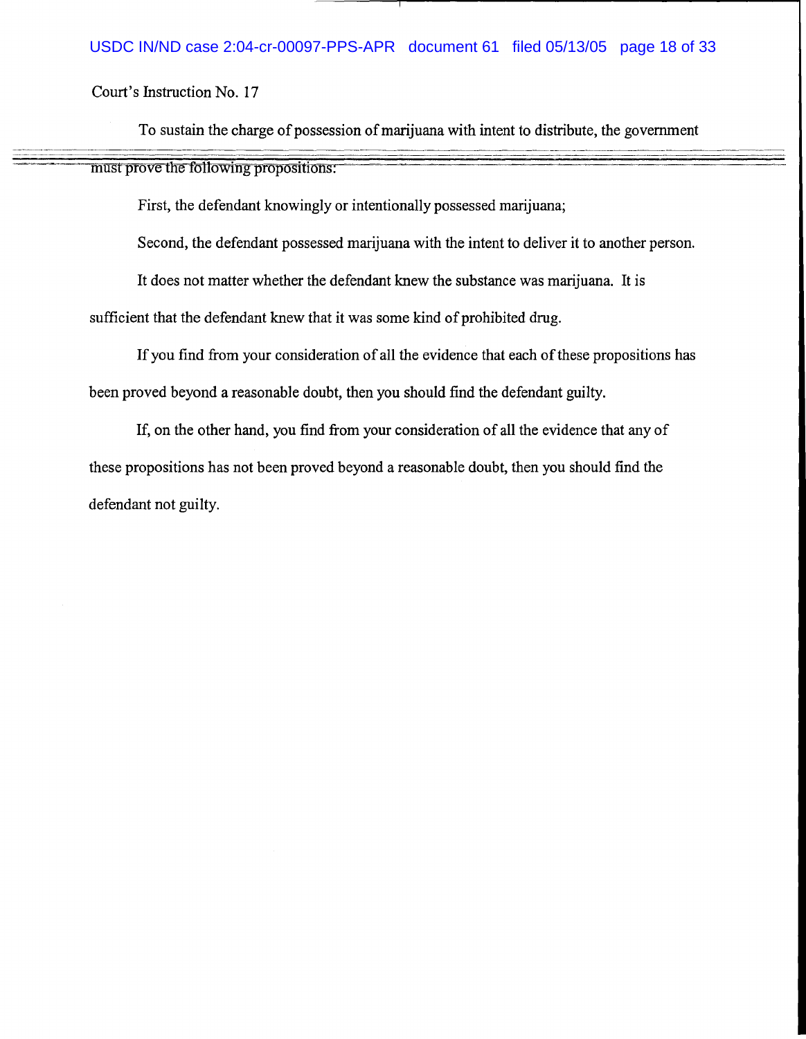Court's Instruction No. 17

To sustain the charge of possession of marijuana with intent to distribute, the government must prove the following propositions:

First, the defendant knowingly or intentionally possessed marijuana;

Second, the defendant possessed marijuana with the intent to deliver it to another person.

It does not matter whether the defendant knew the substance was marijuana. It is sufficient that the defendant knew that it was some kind of prohibited drug.

If you find from your consideration of all the evidence that each of these propositions has been proved beyond a reasonable doubt, then you should find the defendant guilty.

If, on the other hand, you find from your consideration of all the evidence that any of these propositions has not been proved beyond a reasonable doubt, then you should find the defendant not guilty.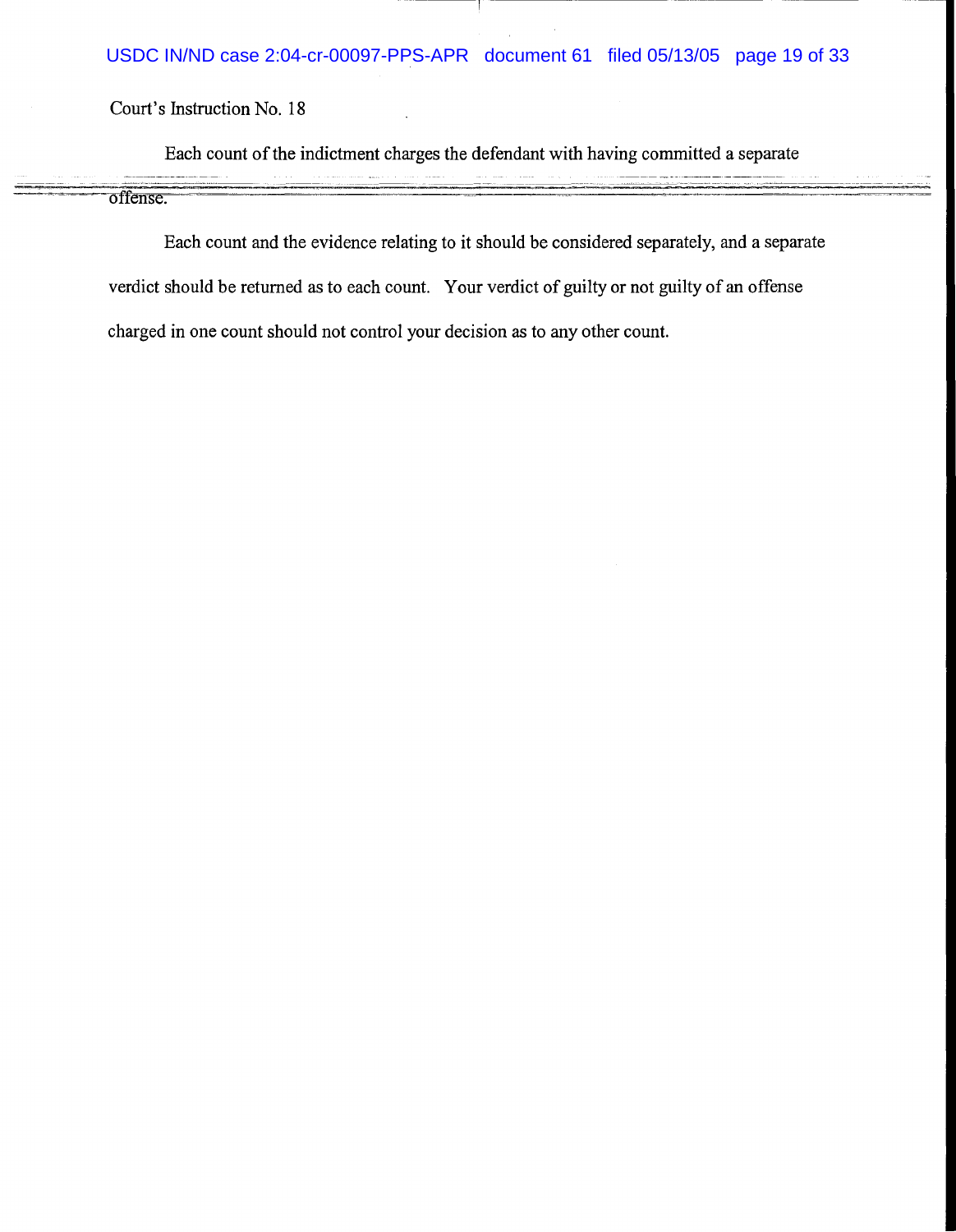Court's Instruction No. 18

Each count of the indictment charges the defendant with having committed a separate offense.

Each count and the evidence relating to it should be considered separately, and a separate verdict should be returned as to each count. Your verdict of guilty or not guilty of an offense charged in one count should not control your decision as to any other count.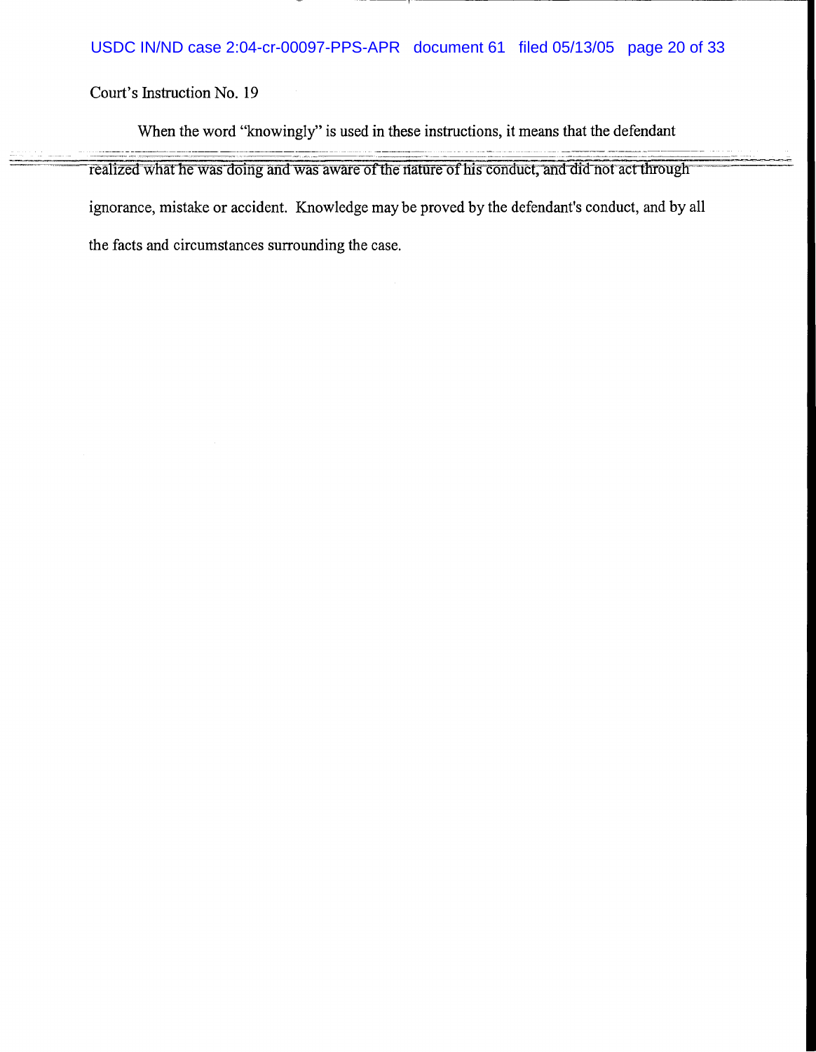Court's Instruction No. 19

When the word "knowingly" is used in these instructions, it means that the defendant realized what he was doing and was aware of the nature of his conduct, and did not act through ignorance, mistake or accident. Knowledge may be proved by the defendant's conduct, and by all the facts and circumstances surrounding the case.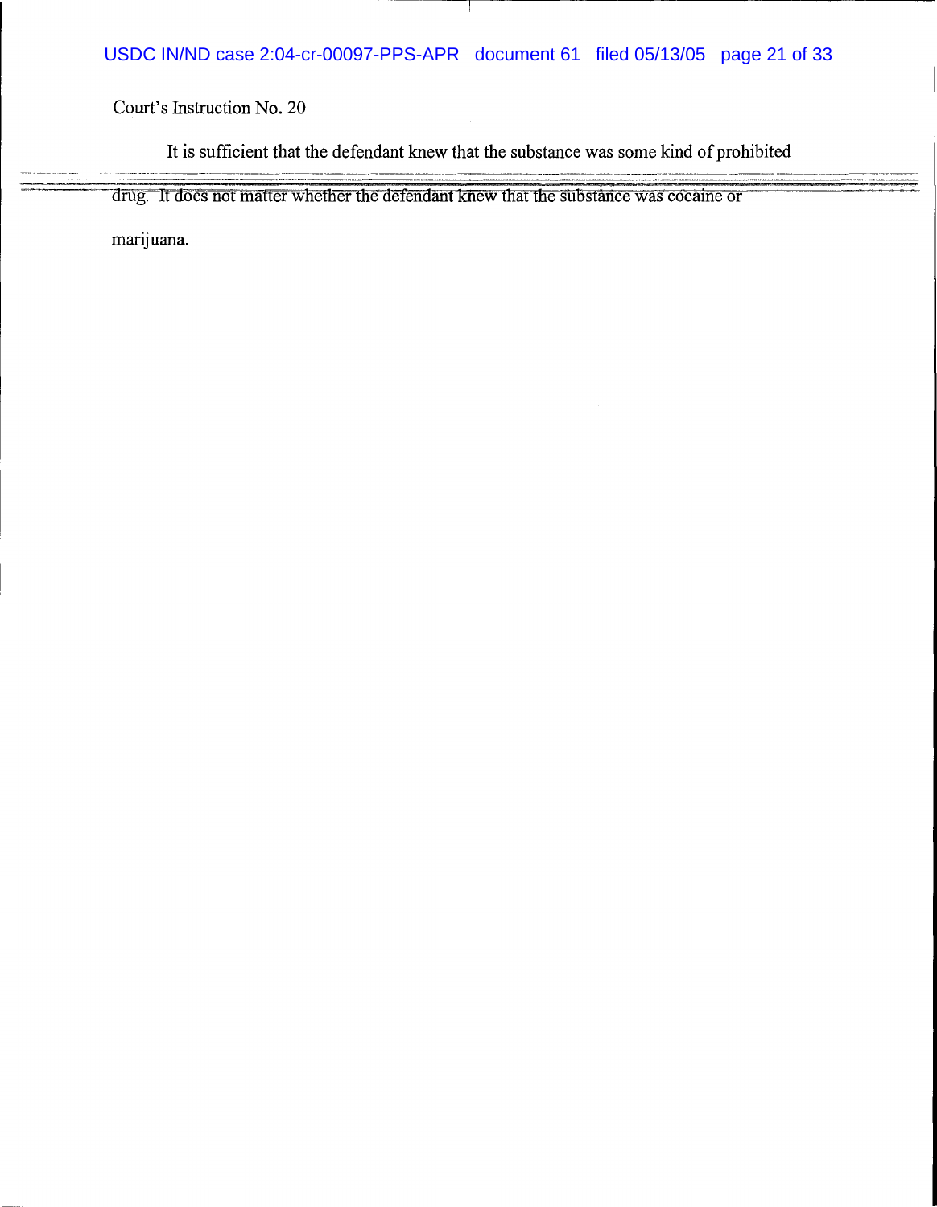Court's Instruction No. 20

It is sufficient that the defendant knew that the substance was some kind of prohibited drug. It does not matter whether the defendant knew that the substance was cocaine or marijuana.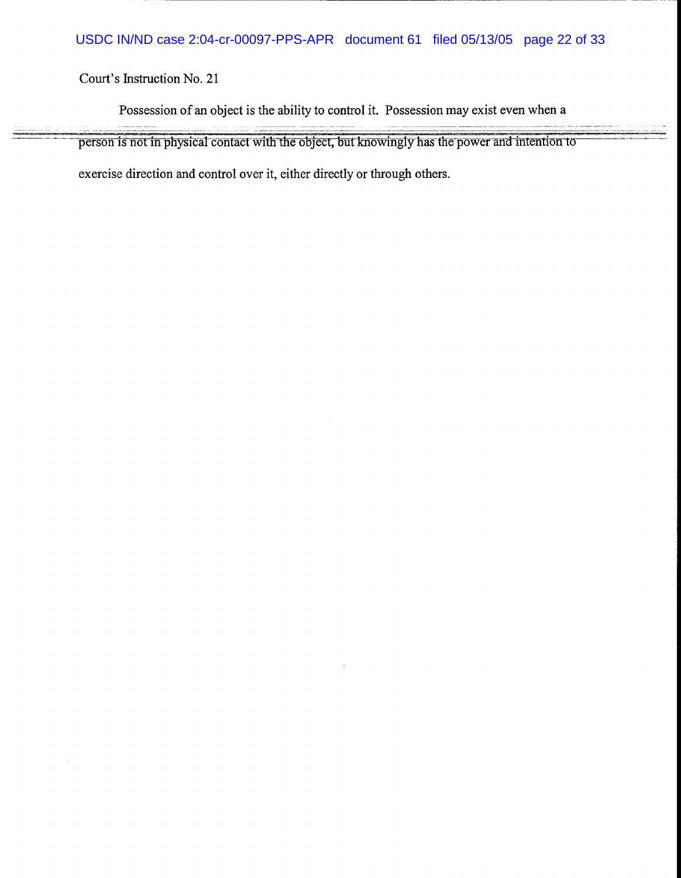Court's Instruction No. 21

Possession of an object is the ability to control it. Possession may exist even when a person is not in physical contact with the object, but knowingly has the power and intention to exercise direction and control over it, either directly or through others.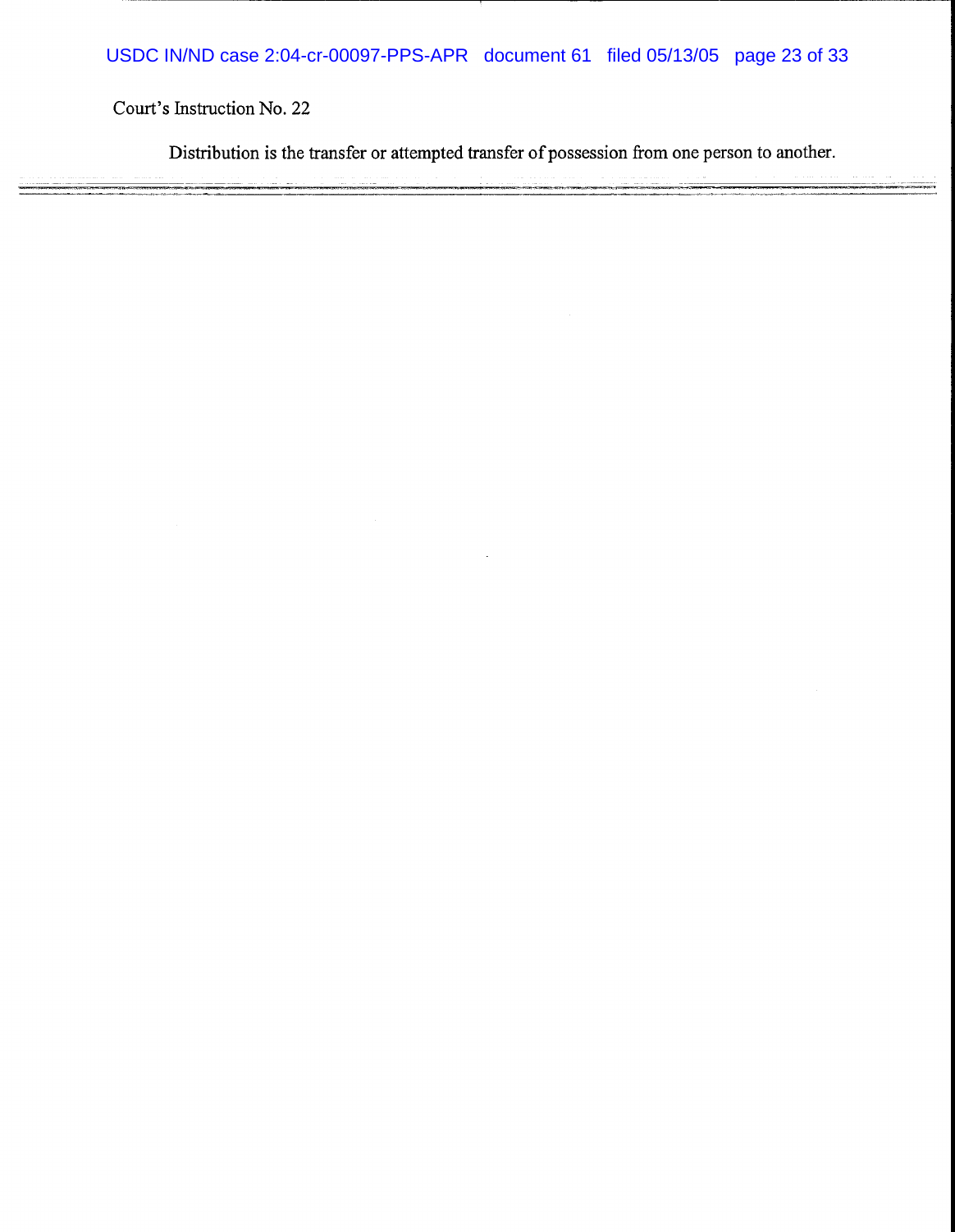Court's Instruction No. 22

Distribution is the transfer or attempted transfer of possession from one person to another.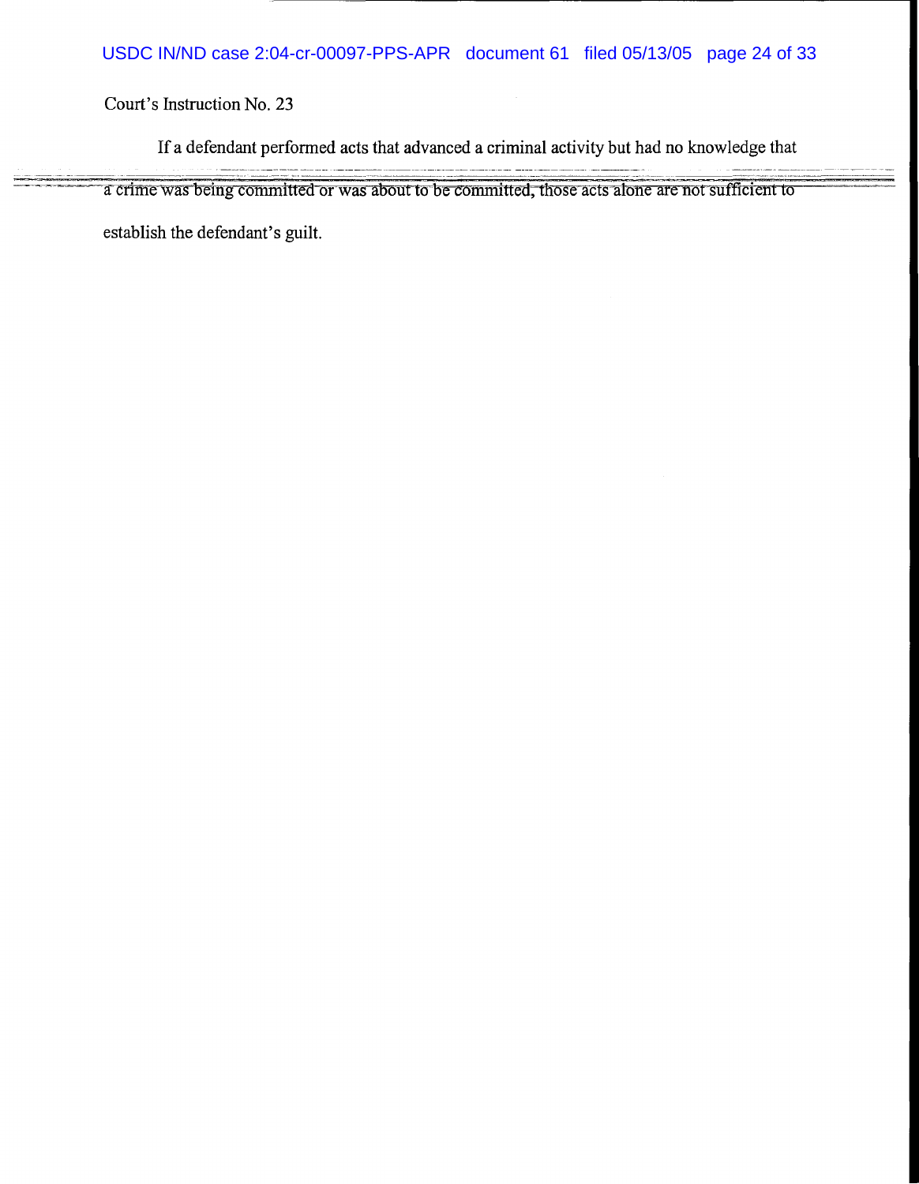Court's Instruction No. 23

If a defendant performed acts that advanced a criminal activity but had no knowledge that a crime was being committed or was about to be committed, those acts alone are not sufficient to establish the defendant's guilt.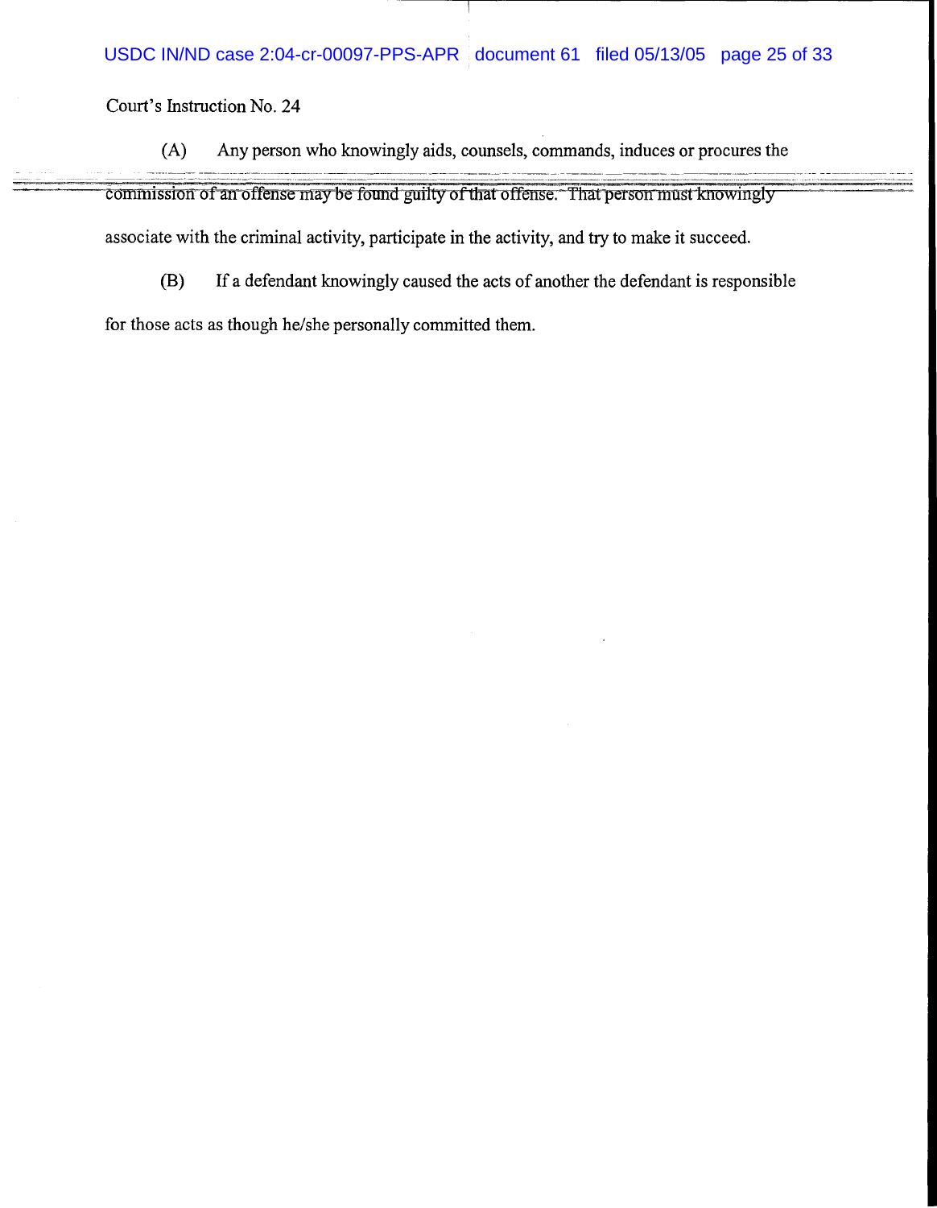Court's Instruction No. 24

(A) Any person who knowingly aids, counsels, commands, induces or procures the commission of an offense may be found guilty of that offense. That person must knowingly associate with the criminal activity, participate in the activity, and try to make it succeed.

(B) If a defendant knowingly caused the acts of another the defendant is responsible for those acts as though he/she personally committed them.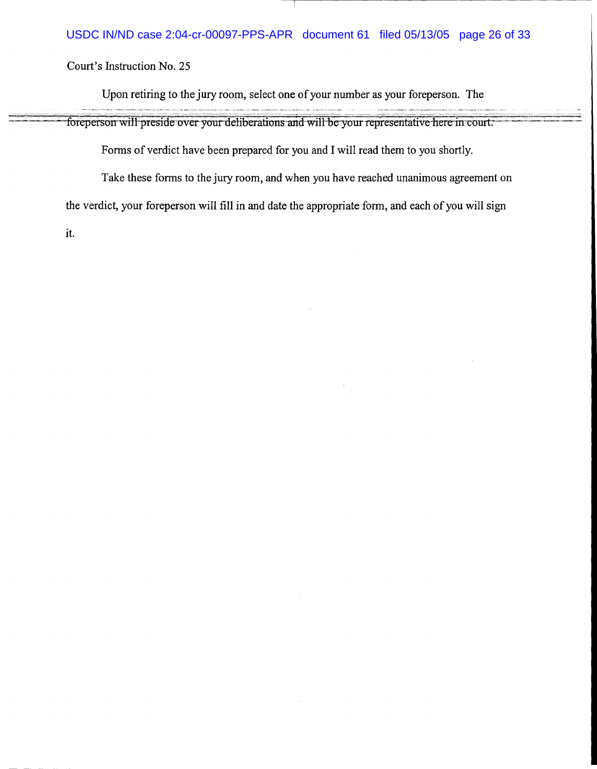Court's Instruction No. 25

Upon retiring to the jury room, select one of your number as your foreperson. The foreperson will preside over your deliberations and will be your representative here in court.

Forms of verdict have been prepared for you and I will read them to you shortly.

Take these forms to the jury room, and when you have reached unanimous agreement on the verdict, your foreperson will fill in and date the appropriate form, and each of you will sign it.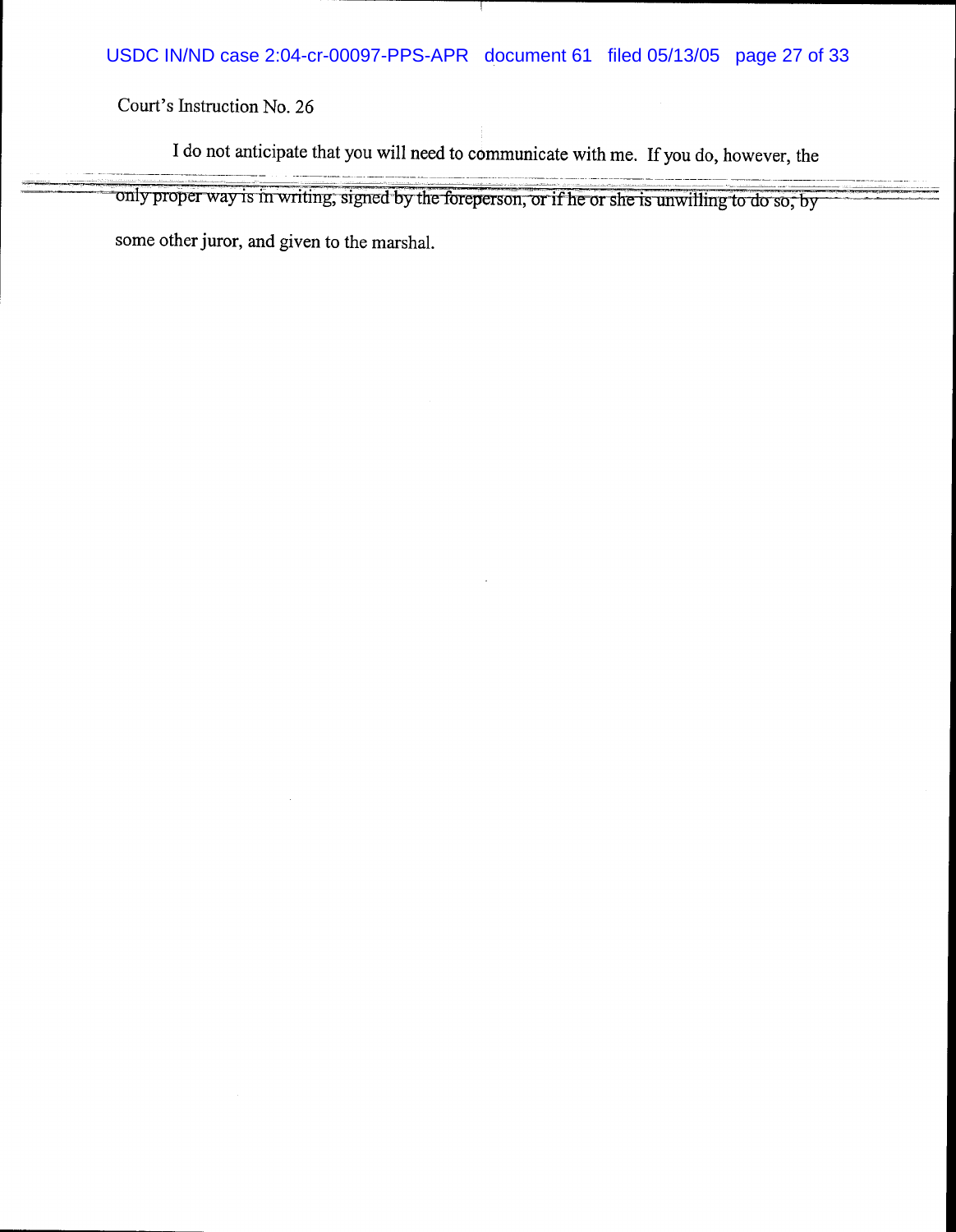Court's Instruction No. 26

I do not anticipate that you will need to communicate with me. If you do, however, the only proper way is in writing, signed by the foreperson, or if he or she is unwilling to do so, by some other juror, and given to the marshal.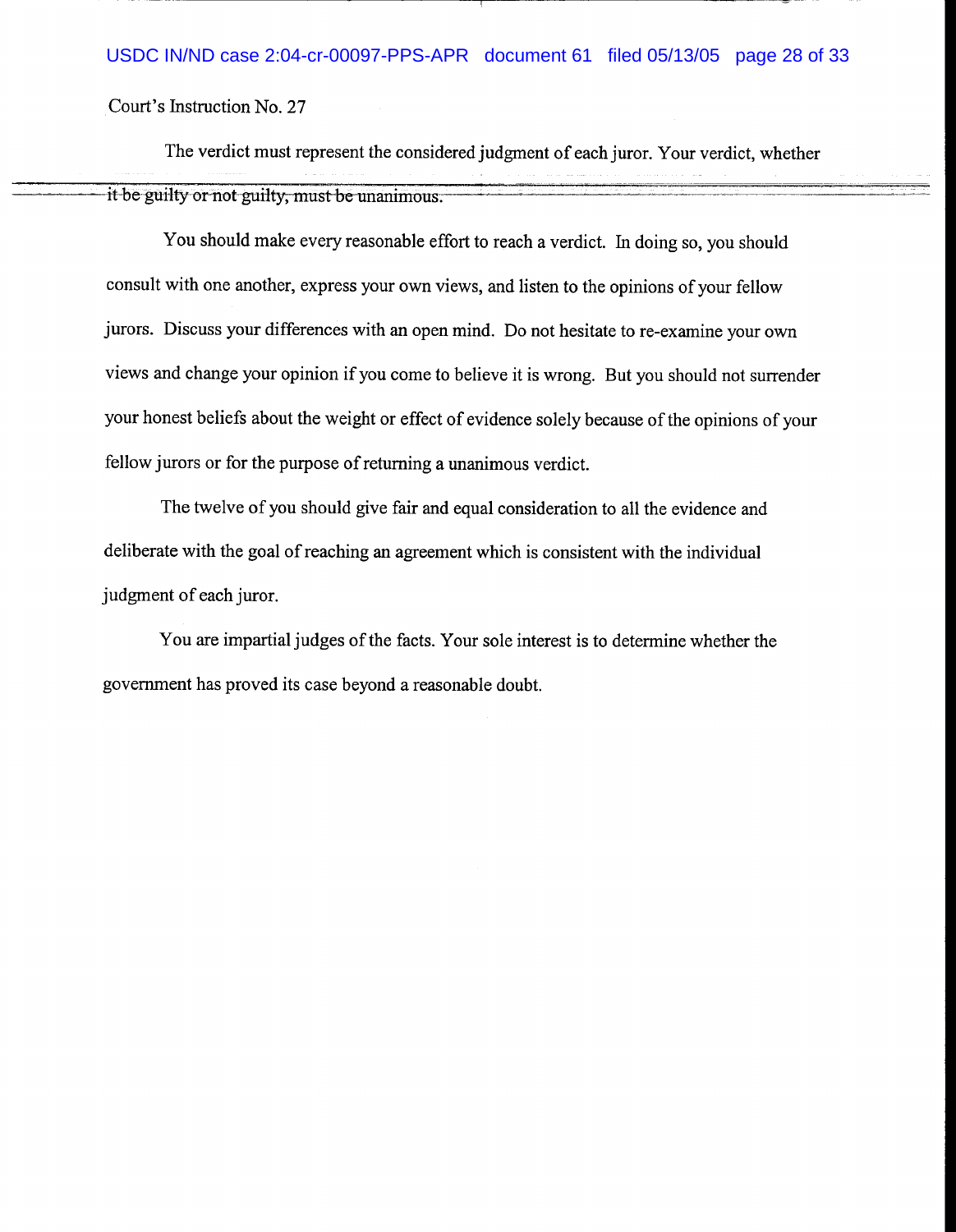Court's Instruction No. 27

The verdict must represent the considered judgment of each juror. Your verdict, whether it be guilty or not guilty, must be unanimous.

You should make every reasonable effort to reach a verdict. In doing so, you should consult with one another, express your own views, and listen to the opinions of your fellow jurors. Discuss your differences with an open mind. Do not hesitate to re-examine your own views and change your opinion if you come to believe it is wrong. But you should not surrender your honest beliefs about the weight or effect of evidence solely because of the opinions of your fellow jurors or for the purpose of returning a unanimous verdict.

The twelve of you should give fair and equal consideration to all the evidence and deliberate with the goal of reaching an agreement which is consistent with the individual judgment of each juror.

You are impartial judges of the facts. Your sole interest is to determine whether the government has proved its case beyond a reasonable doubt.